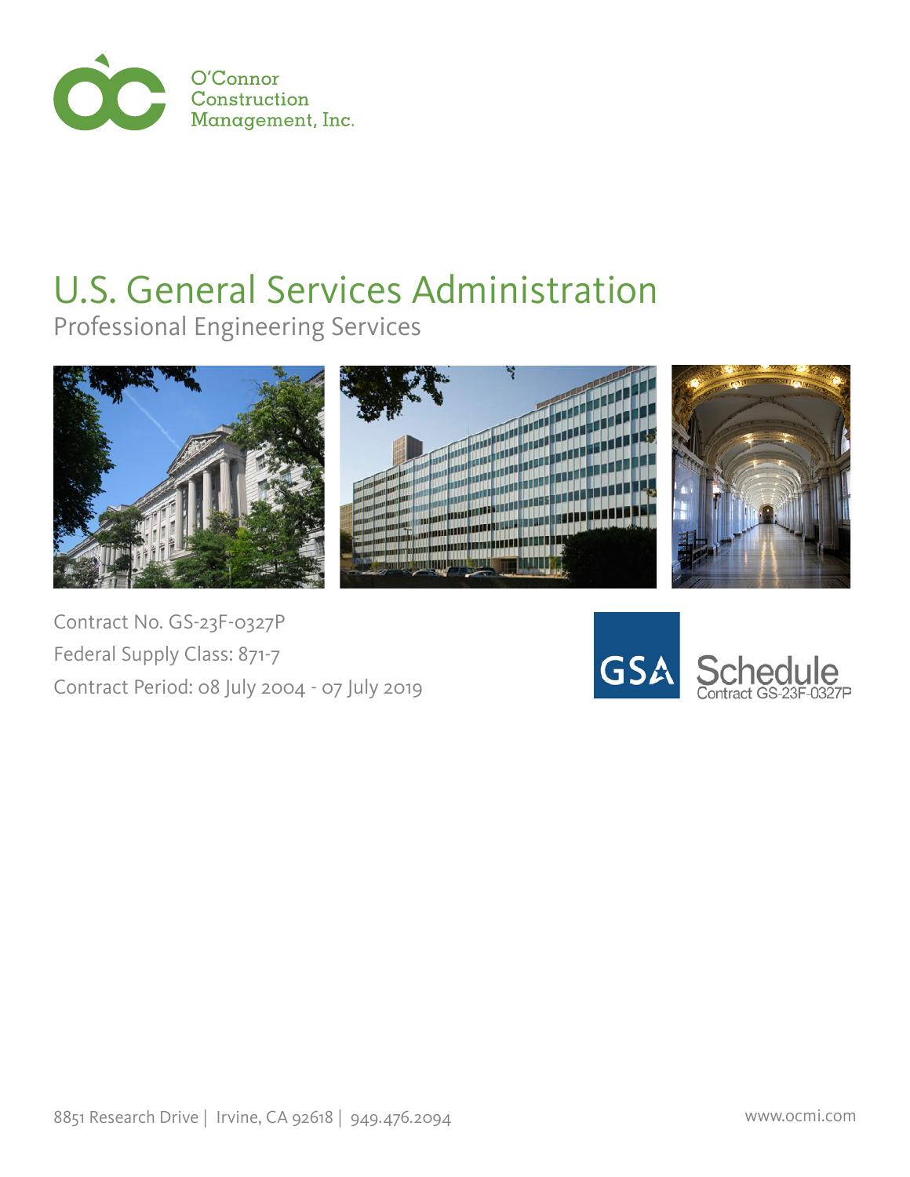O'Connor Construction Management, Inc.

# U.S. General Services Administration

## Professional Engineering Services

Contract No. GS-23F-0327P

Federal Supply Class: 871-7

Contract Period: 08 July 2004 - 07 July 2019

GSA Schedule Contract GS-23F-0327P

8851 Research Drive | Irvine, CA 92618 | 949.476.2094

www.ocmi.com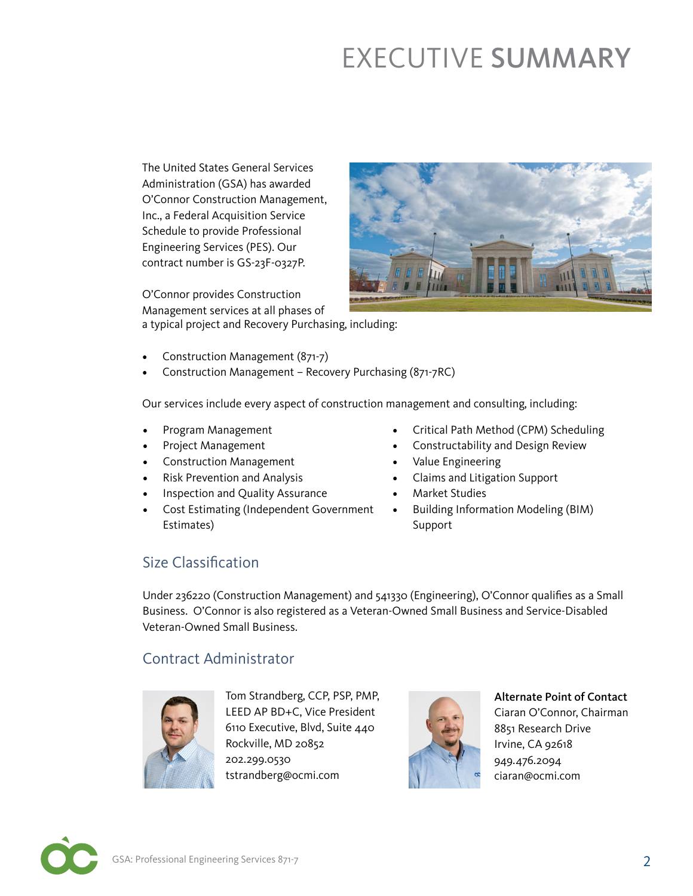# EXECUTIVE SUMMARY

The United States General Services Administration (GSA) has awarded O'Connor Construction Management, Inc., a Federal Acquisition Service Schedule to provide Professional Engineering Services (PES). Our contract number is GS-23F-0327P.

O'Connor provides Construction Management services at all phases of a typical project and Recovery Purchasing, including:

- Construction Management (871-7)
- Construction Management – Recovery Purchasing (871-7RC)

Our services include every aspect of construction management and consulting, including:

- Program Management
- Project Management
- Construction Management
- Risk Prevention and Analysis
- Inspection and Quality Assurance
- Cost Estimating (Independent Government Estimates)
- Critical Path Method (CPM) Scheduling
- Constructability and Design Review
- Value Engineering
- Claims and Litigation Support
- Market Studies
- Building Information Modeling (BIM) Support

## Size Classification

Under 236220 (Construction Management) and 541330 (Engineering), O'Connor qualifies as a Small Business. O'Connor is also registered as a Veteran-Owned Small Business and Service-Disabled Veteran-Owned Small Business.

## Contract Administrator

Tom Strandberg, CCP, PSP, PMP, LEED AP BD+C, Vice President
6110 Executive, Blvd, Suite 440
Rockville, MD 20852
202.299.0530
tstrandberg@ocmi.com

**Alternate Point of Contact**
Ciaran O'Connor, Chairman
8851 Research Drive
Irvine, CA 92618
949.476.2094
ciaran@ocmi.com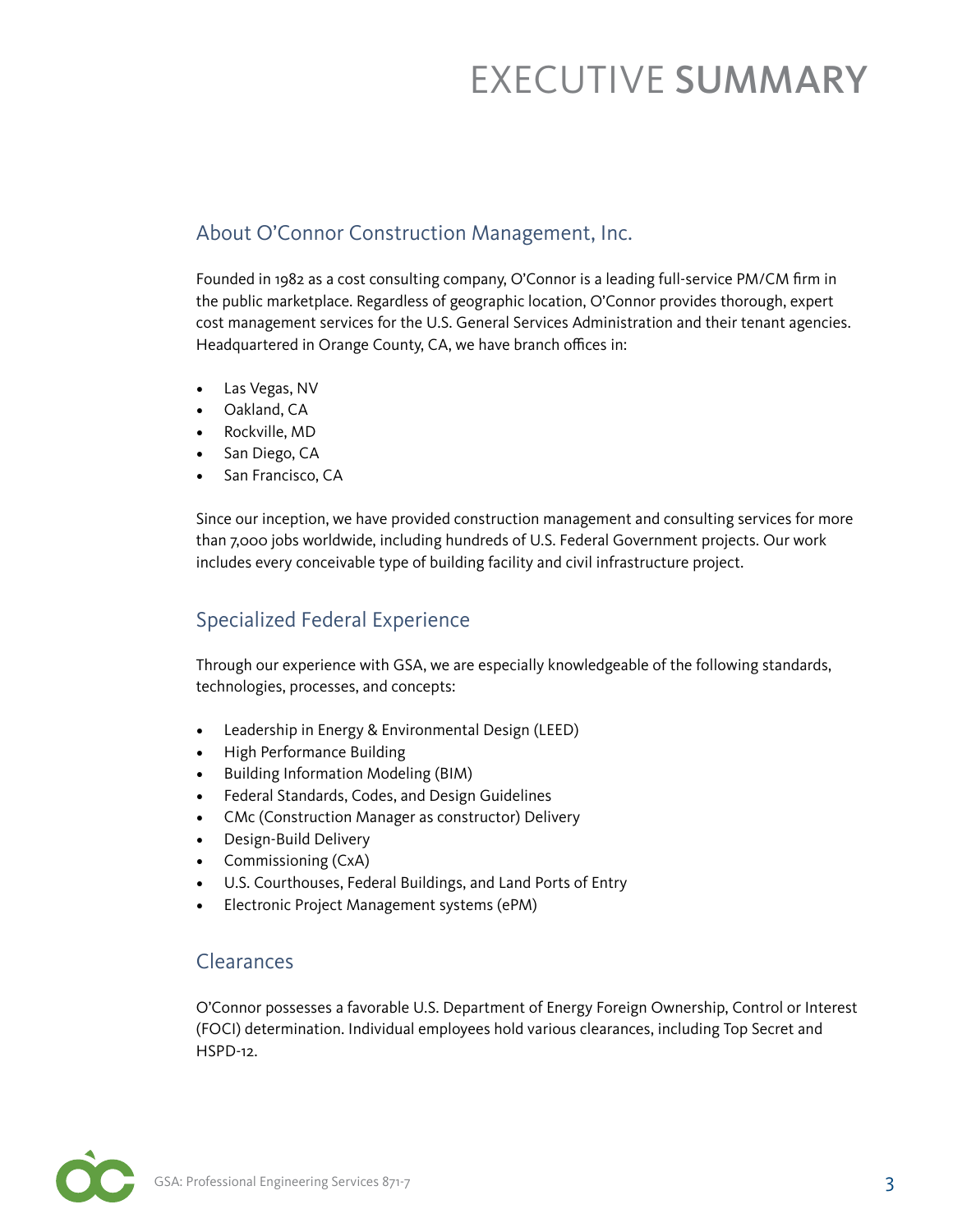# EXECUTIVE SUMMARY

## About O'Connor Construction Management, Inc.

Founded in 1982 as a cost consulting company, O'Connor is a leading full-service PM/CM firm in the public marketplace. Regardless of geographic location, O'Connor provides thorough, expert cost management services for the U.S. General Services Administration and their tenant agencies. Headquartered in Orange County, CA, we have branch offices in:

- Las Vegas, NV
- Oakland, CA
- Rockville, MD
- San Diego, CA
- San Francisco, CA

Since our inception, we have provided construction management and consulting services for more than 7,000 jobs worldwide, including hundreds of U.S. Federal Government projects. Our work includes every conceivable type of building facility and civil infrastructure project.

## Specialized Federal Experience

Through our experience with GSA, we are especially knowledgeable of the following standards, technologies, processes, and concepts:

- Leadership in Energy & Environmental Design (LEED)
- High Performance Building
- Building Information Modeling (BIM)
- Federal Standards, Codes, and Design Guidelines
- CMc (Construction Manager as constructor) Delivery
- Design-Build Delivery
- Commissioning (CxA)
- U.S. Courthouses, Federal Buildings, and Land Ports of Entry
- Electronic Project Management systems (ePM)

## Clearances

O'Connor possesses a favorable U.S. Department of Energy Foreign Ownership, Control or Interest (FOCI) determination. Individual employees hold various clearances, including Top Secret and HSPD-12.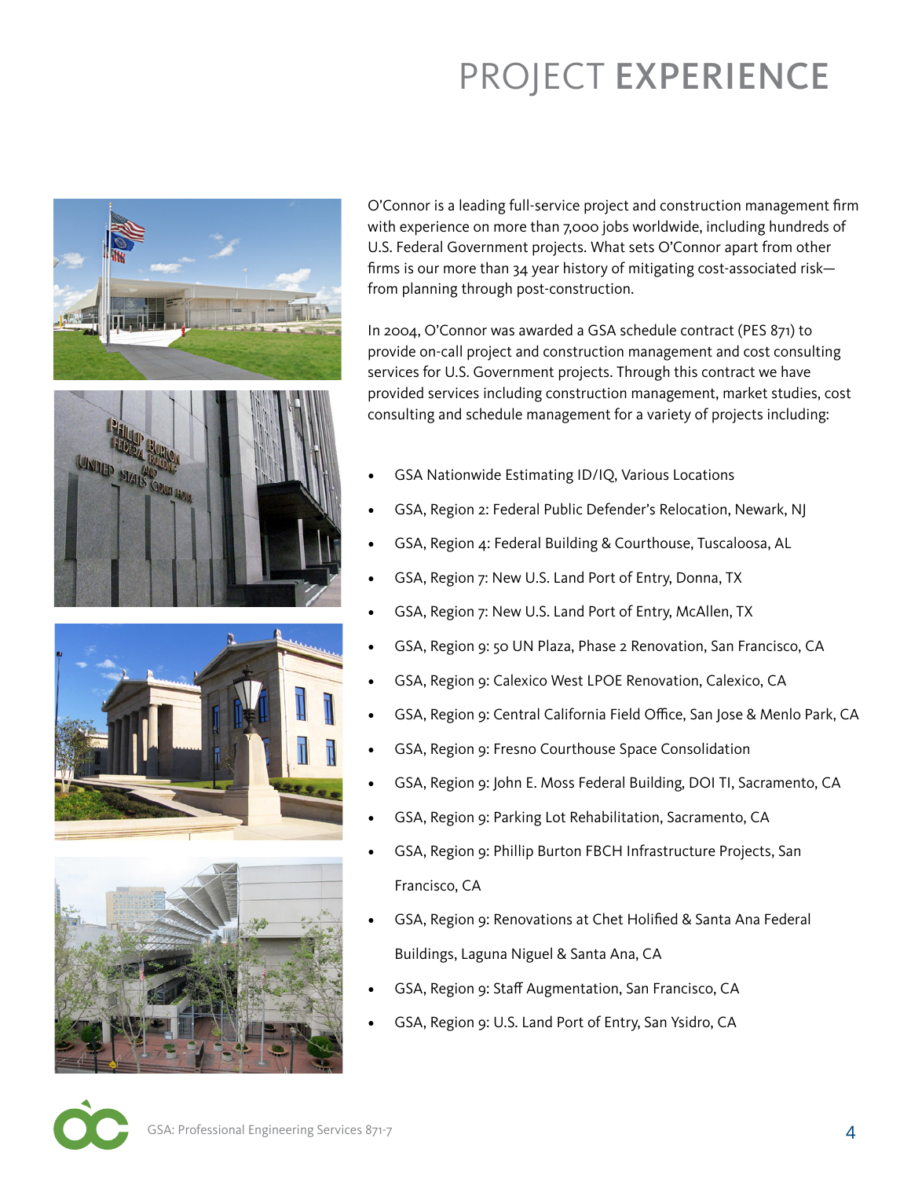# PROJECT **EXPERIENCE**

O'Connor is a leading full-service project and construction management firm with experience on more than 7,000 jobs worldwide, including hundreds of U.S. Federal Government projects. What sets O'Connor apart from other firms is our more than 34 year history of mitigating cost-associated risk—from planning through post-construction.

In 2004, O'Connor was awarded a GSA schedule contract (PES 871) to provide on-call project and construction management and cost consulting services for U.S. Government projects. Through this contract we have provided services including construction management, market studies, cost consulting and schedule management for a variety of projects including:

- GSA Nationwide Estimating ID/IQ, Various Locations
- GSA, Region 2: Federal Public Defender's Relocation, Newark, NJ
- GSA, Region 4: Federal Building & Courthouse, Tuscaloosa, AL
- GSA, Region 7: New U.S. Land Port of Entry, Donna, TX
- GSA, Region 7: New U.S. Land Port of Entry, McAllen, TX
- GSA, Region 9: 50 UN Plaza, Phase 2 Renovation, San Francisco, CA
- GSA, Region 9: Calexico West LPOE Renovation, Calexico, CA
- GSA, Region 9: Central California Field Office, San Jose & Menlo Park, CA
- GSA, Region 9: Fresno Courthouse Space Consolidation
- GSA, Region 9: John E. Moss Federal Building, DOI TI, Sacramento, CA
- GSA, Region 9: Parking Lot Rehabilitation, Sacramento, CA
- GSA, Region 9: Phillip Burton FBCH Infrastructure Projects, San Francisco, CA
- GSA, Region 9: Renovations at Chet Holified & Santa Ana Federal Buildings, Laguna Niguel & Santa Ana, CA
- GSA, Region 9: Staff Augmentation, San Francisco, CA
- GSA, Region 9: U.S. Land Port of Entry, San Ysidro, CA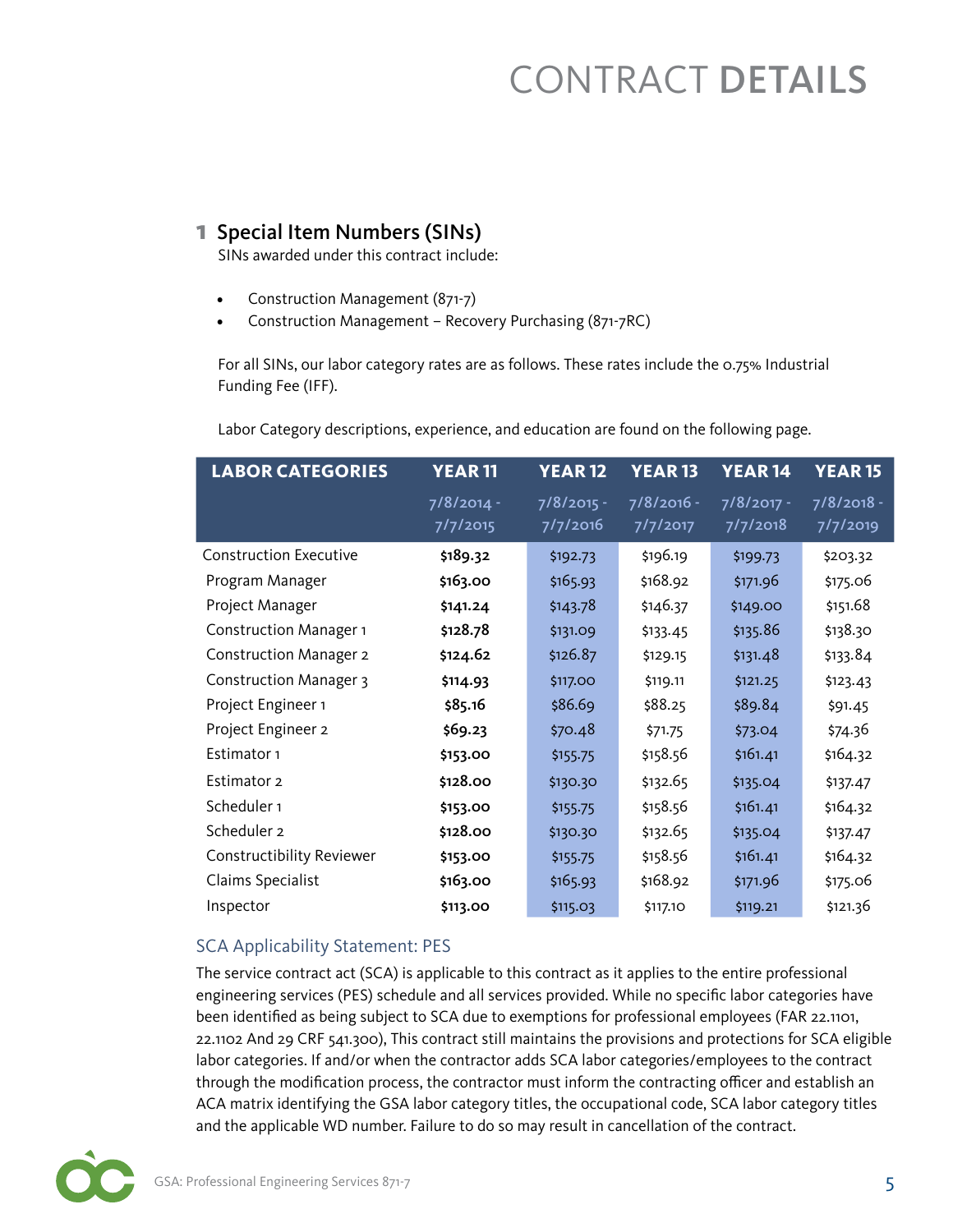# CONTRACT DETAILS

## 1 Special Item Numbers (SINs)

SINs awarded under this contract include:

- Construction Management (871-7)
- Construction Management – Recovery Purchasing (871-7RC)

For all SINs, our labor category rates are as follows. These rates include the 0.75% Industrial Funding Fee (IFF).

Labor Category descriptions, experience, and education are found on the following page.

| LABOR CATEGORIES | YEAR 11 7/8/2014 - 7/7/2015 | YEAR 12 7/8/2015 - 7/7/2016 | YEAR 13 7/8/2016 - 7/7/2017 | YEAR 14 7/8/2017 - 7/7/2018 | YEAR 15 7/8/2018 - 7/7/2019 |
|---|---|---|---|---|---|
| Construction Executive | **$189.32** | $192.73 | $196.19 | $199.73 | $203.32 |
| Program Manager | **$163.00** | $165.93 | $168.92 | $171.96 | $175.06 |
| Project Manager | **$141.24** | $143.78 | $146.37 | $149.00 | $151.68 |
| Construction Manager 1 | **$128.78** | $131.09 | $133.45 | $135.86 | $138.30 |
| Construction Manager 2 | **$124.62** | $126.87 | $129.15 | $131.48 | $133.84 |
| Construction Manager 3 | **$114.93** | $117.00 | $119.11 | $121.25 | $123.43 |
| Project Engineer 1 | **$85.16** | $86.69 | $88.25 | $89.84 | $91.45 |
| Project Engineer 2 | **$69.23** | $70.48 | $71.75 | $73.04 | $74.36 |
| Estimator 1 | **$153.00** | $155.75 | $158.56 | $161.41 | $164.32 |
| Estimator 2 | **$128.00** | $130.30 | $132.65 | $135.04 | $137.47 |
| Scheduler 1 | **$153.00** | $155.75 | $158.56 | $161.41 | $164.32 |
| Scheduler 2 | **$128.00** | $130.30 | $132.65 | $135.04 | $137.47 |
| Constructibility Reviewer | **$153.00** | $155.75 | $158.56 | $161.41 | $164.32 |
| Claims Specialist | **$163.00** | $165.93 | $168.92 | $171.96 | $175.06 |
| Inspector | **$113.00** | $115.03 | $117.10 | $119.21 | $121.36 |

### SCA Applicability Statement: PES

The service contract act (SCA) is applicable to this contract as it applies to the entire professional engineering services (PES) schedule and all services provided. While no specific labor categories have been identified as being subject to SCA due to exemptions for professional employees (FAR 22.1101, 22.1102 And 29 CRF 541.300), This contract still maintains the provisions and protections for SCA eligible labor categories. If and/or when the contractor adds SCA labor categories/employees to the contract through the modification process, the contractor must inform the contracting officer and establish an ACA matrix identifying the GSA labor category titles, the occupational code, SCA labor category titles and the applicable WD number. Failure to do so may result in cancellation of the contract.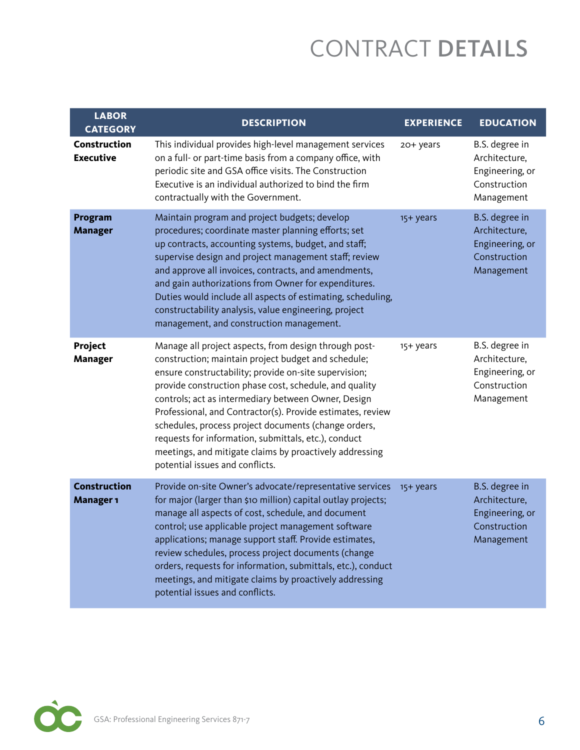# CONTRACT **DETAILS**

| LABOR CATEGORY | DESCRIPTION | EXPERIENCE | EDUCATION |
|---|---|---|---|
| **Construction Executive** | This individual provides high-level management services on a full- or part-time basis from a company office, with periodic site and GSA office visits. The Construction Executive is an individual authorized to bind the firm contractually with the Government. | 20+ years | B.S. degree in Architecture, Engineering, or Construction Management |
| **Program Manager** | Maintain program and project budgets; develop procedures; coordinate master planning efforts; set up contracts, accounting systems, budget, and staff; supervise design and project management staff; review and approve all invoices, contracts, and amendments, and gain authorizations from Owner for expenditures. Duties would include all aspects of estimating, scheduling, constructability analysis, value engineering, project management, and construction management. | 15+ years | B.S. degree in Architecture, Engineering, or Construction Management |
| **Project Manager** | Manage all project aspects, from design through post-construction; maintain project budget and schedule; ensure constructability; provide on-site supervision; provide construction phase cost, schedule, and quality controls; act as intermediary between Owner, Design Professional, and Contractor(s). Provide estimates, review schedules, process project documents (change orders, requests for information, submittals, etc.), conduct meetings, and mitigate claims by proactively addressing potential issues and conflicts. | 15+ years | B.S. degree in Architecture, Engineering, or Construction Management |
| **Construction Manager 1** | Provide on-site Owner's advocate/representative services for major (larger than $10 million) capital outlay projects; manage all aspects of cost, schedule, and document control; use applicable project management software applications; manage support staff. Provide estimates, review schedules, process project documents (change orders, requests for information, submittals, etc.), conduct meetings, and mitigate claims by proactively addressing potential issues and conflicts. | 15+ years | B.S. degree in Architecture, Engineering, or Construction Management |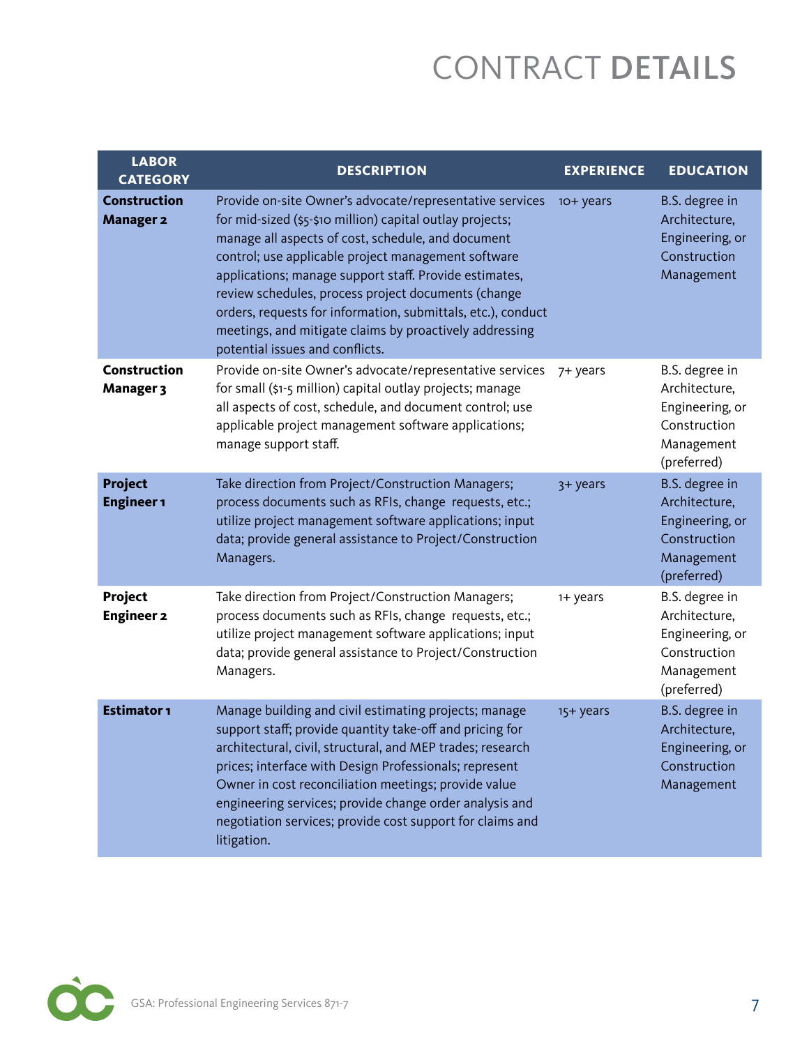# CONTRACT DETAILS

| LABOR CATEGORY | DESCRIPTION | EXPERIENCE | EDUCATION |
|---|---|---|---|
| **Construction Manager 2** | Provide on-site Owner's advocate/representative services for mid-sized ($5-$10 million) capital outlay projects; manage all aspects of cost, schedule, and document control; use applicable project management software applications; manage support staff. Provide estimates, review schedules, process project documents (change orders, requests for information, submittals, etc.), conduct meetings, and mitigate claims by proactively addressing potential issues and conflicts. | 10+ years | B.S. degree in Architecture, Engineering, or Construction Management |
| **Construction Manager 3** | Provide on-site Owner's advocate/representative services for small ($1-5 million) capital outlay projects; manage all aspects of cost, schedule, and document control; use applicable project management software applications; manage support staff. | 7+ years | B.S. degree in Architecture, Engineering, or Construction Management (preferred) |
| **Project Engineer 1** | Take direction from Project/Construction Managers; process documents such as RFIs, change requests, etc.; utilize project management software applications; input data; provide general assistance to Project/Construction Managers. | 3+ years | B.S. degree in Architecture, Engineering, or Construction Management (preferred) |
| **Project Engineer 2** | Take direction from Project/Construction Managers; process documents such as RFIs, change requests, etc.; utilize project management software applications; input data; provide general assistance to Project/Construction Managers. | 1+ years | B.S. degree in Architecture, Engineering, or Construction Management (preferred) |
| **Estimator 1** | Manage building and civil estimating projects; manage support staff; provide quantity take-off and pricing for architectural, civil, structural, and MEP trades; research prices; interface with Design Professionals; represent Owner in cost reconciliation meetings; provide value engineering services; provide change order analysis and negotiation services; provide cost support for claims and litigation. | 15+ years | B.S. degree in Architecture, Engineering, or Construction Management |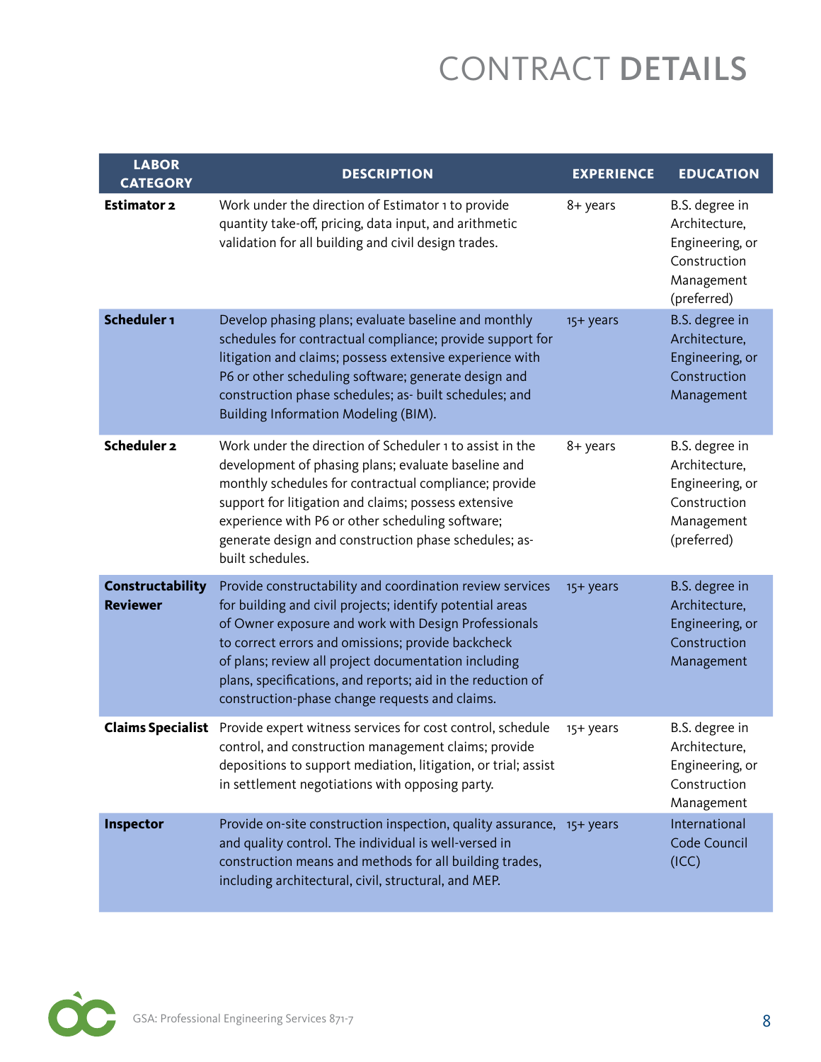# CONTRACT **DETAILS**

| LABOR CATEGORY | DESCRIPTION | EXPERIENCE | EDUCATION |
|---|---|---|---|
| **Estimator 2** | Work under the direction of Estimator 1 to provide quantity take-off, pricing, data input, and arithmetic validation for all building and civil design trades. | 8+ years | B.S. degree in Architecture, Engineering, or Construction Management (preferred) |
| **Scheduler 1** | Develop phasing plans; evaluate baseline and monthly schedules for contractual compliance; provide support for litigation and claims; possess extensive experience with P6 or other scheduling software; generate design and construction phase schedules; as- built schedules; and Building Information Modeling (BIM). | 15+ years | B.S. degree in Architecture, Engineering, or Construction Management |
| **Scheduler 2** | Work under the direction of Scheduler 1 to assist in the development of phasing plans; evaluate baseline and monthly schedules for contractual compliance; provide support for litigation and claims; possess extensive experience with P6 or other scheduling software; generate design and construction phase schedules; as-built schedules. | 8+ years | B.S. degree in Architecture, Engineering, or Construction Management (preferred) |
| **Constructability Reviewer** | Provide constructability and coordination review services for building and civil projects; identify potential areas of Owner exposure and work with Design Professionals to correct errors and omissions; provide backcheck of plans; review all project documentation including plans, specifications, and reports; aid in the reduction of construction-phase change requests and claims. | 15+ years | B.S. degree in Architecture, Engineering, or Construction Management |
| **Claims Specialist** | Provide expert witness services for cost control, schedule control, and construction management claims; provide depositions to support mediation, litigation, or trial; assist in settlement negotiations with opposing party. | 15+ years | B.S. degree in Architecture, Engineering, or Construction Management |
| **Inspector** | Provide on-site construction inspection, quality assurance, and quality control. The individual is well-versed in construction means and methods for all building trades, including architectural, civil, structural, and MEP. | 15+ years | International Code Council (ICC) |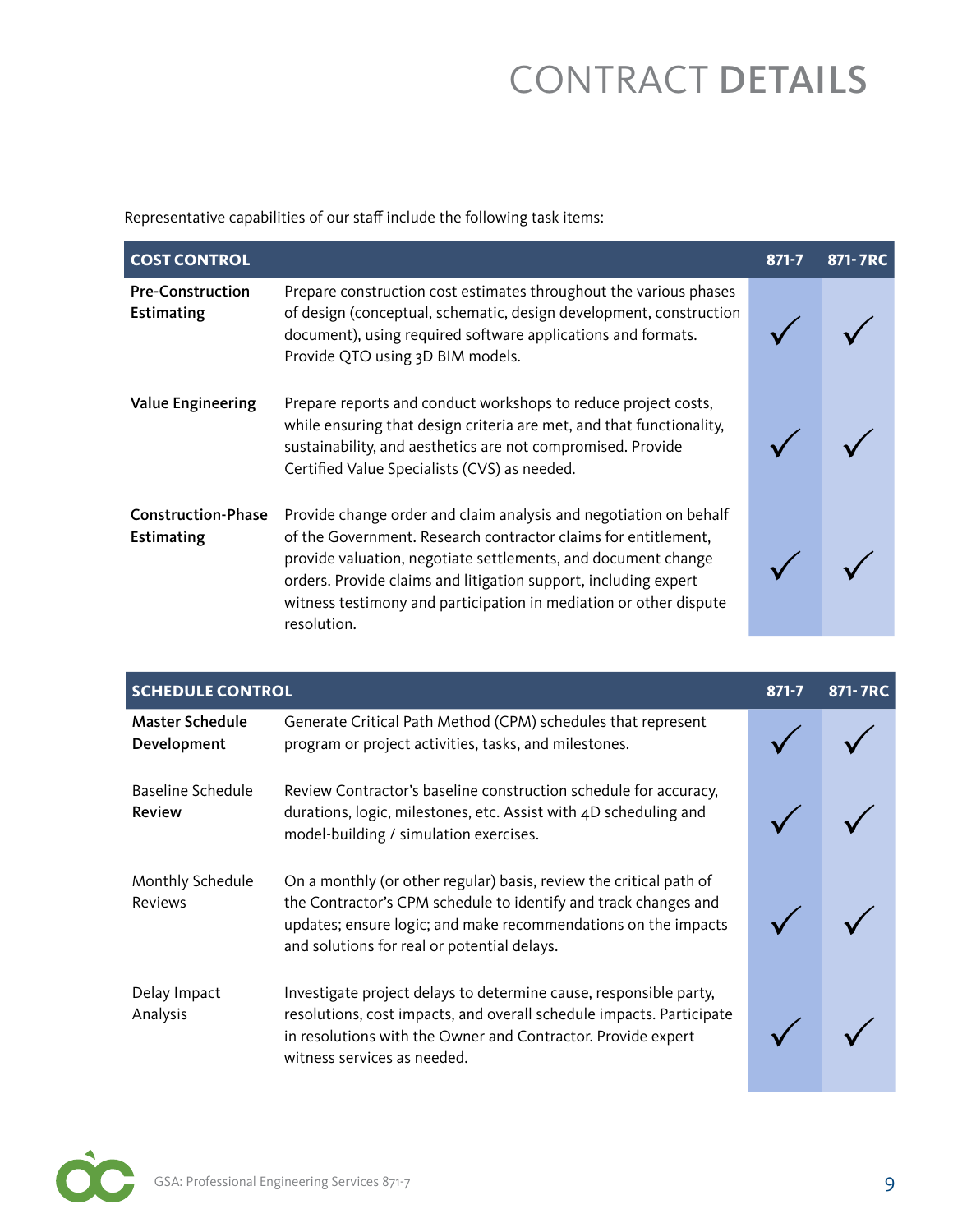# CONTRACT **DETAILS**

Representative capabilities of our staff include the following task items:

| COST CONTROL | | 871-7 | 871-7RC |
|---|---|---|---|
| **Pre-Construction Estimating** | Prepare construction cost estimates throughout the various phases of design (conceptual, schematic, design development, construction document), using required software applications and formats. Provide QTO using 3D BIM models. | ✓ | ✓ |
| **Value Engineering** | Prepare reports and conduct workshops to reduce project costs, while ensuring that design criteria are met, and that functionality, sustainability, and aesthetics are not compromised. Provide Certified Value Specialists (CVS) as needed. | ✓ | ✓ |
| **Construction-Phase Estimating** | Provide change order and claim analysis and negotiation on behalf of the Government. Research contractor claims for entitlement, provide valuation, negotiate settlements, and document change orders. Provide claims and litigation support, including expert witness testimony and participation in mediation or other dispute resolution. | ✓ | ✓ |

| SCHEDULE CONTROL | | 871-7 | 871-7RC |
|---|---|---|---|
| **Master Schedule Development** | Generate Critical Path Method (CPM) schedules that represent program or project activities, tasks, and milestones. | ✓ | ✓ |
| Baseline Schedule **Review** | Review Contractor's baseline construction schedule for accuracy, durations, logic, milestones, etc. Assist with 4D scheduling and model-building / simulation exercises. | ✓ | ✓ |
| Monthly Schedule Reviews | On a monthly (or other regular) basis, review the critical path of the Contractor's CPM schedule to identify and track changes and updates; ensure logic; and make recommendations on the impacts and solutions for real or potential delays. | ✓ | ✓ |
| Delay Impact Analysis | Investigate project delays to determine cause, responsible party, resolutions, cost impacts, and overall schedule impacts. Participate in resolutions with the Owner and Contractor. Provide expert witness services as needed. | ✓ | ✓ |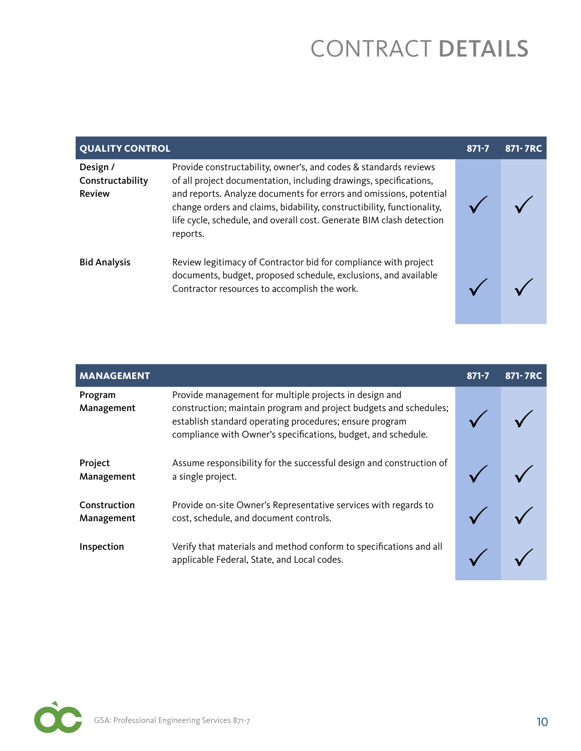# CONTRACT **DETAILS**

| QUALITY CONTROL | | 871-7 | 871- 7RC |
|---|---|---|---|
| **Design / Constructability Review** | Provide constructability, owner's, and codes & standards reviews of all project documentation, including drawings, specifications, and reports. Analyze documents for errors and omissions, potential change orders and claims, bidability, constructibility, functionality, life cycle, schedule, and overall cost. Generate BIM clash detection reports. | ✓ | ✓ |
| **Bid Analysis** | Review legitimacy of Contractor bid for compliance with project documents, budget, proposed schedule, exclusions, and available Contractor resources to accomplish the work. | ✓ | ✓ |

| MANAGEMENT | | 871-7 | 871- 7RC |
|---|---|---|---|
| **Program Management** | Provide management for multiple projects in design and construction; maintain program and project budgets and schedules; establish standard operating procedures; ensure program compliance with Owner's specifications, budget, and schedule. | ✓ | ✓ |
| **Project Management** | Assume responsibility for the successful design and construction of a single project. | ✓ | ✓ |
| **Construction Management** | Provide on-site Owner's Representative services with regards to cost, schedule, and document controls. | ✓ | ✓ |
| **Inspection** | Verify that materials and method conform to specifications and all applicable Federal, State, and Local codes. | ✓ | ✓ |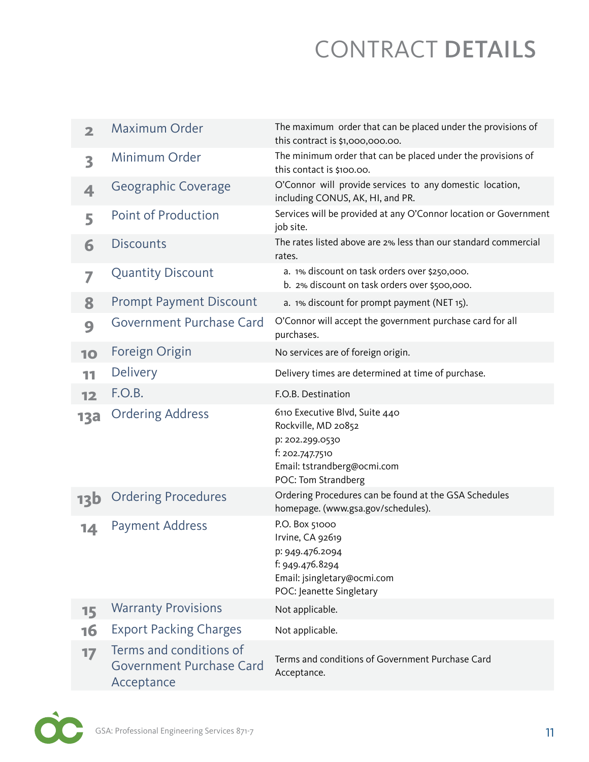# CONTRACT **DETAILS**

| | | |
|---|---|---|
| 2 | Maximum Order | The maximum order that can be placed under the provisions of this contract is $1,000,000.00. |
| 3 | Minimum Order | The minimum order that can be placed under the provisions of this contact is $100.00. |
| 4 | Geographic Coverage | O'Connor will provide services to any domestic location, including CONUS, AK, HI, and PR. |
| 5 | Point of Production | Services will be provided at any O'Connor location or Government job site. |
| 6 | Discounts | The rates listed above are 2% less than our standard commercial rates. |
| 7 | Quantity Discount | a. 1% discount on task orders over $250,000.<br>b. 2% discount on task orders over $500,000. |
| 8 | Prompt Payment Discount | a. 1% discount for prompt payment (NET 15). |
| 9 | Government Purchase Card | O'Connor will accept the government purchase card for all purchases. |
| 10 | Foreign Origin | No services are of foreign origin. |
| 11 | Delivery | Delivery times are determined at time of purchase. |
| 12 | F.O.B. | F.O.B. Destination |
| 13a | Ordering Address | 6110 Executive Blvd, Suite 440<br>Rockville, MD 20852<br>p: 202.299.0530<br>f: 202.747.7510<br>Email: tstrandberg@ocmi.com<br>POC: Tom Strandberg |
| 13b | Ordering Procedures | Ordering Procedures can be found at the GSA Schedules homepage. (www.gsa.gov/schedules). |
| 14 | Payment Address | P.O. Box 51000<br>Irvine, CA 92619<br>p: 949.476.2094<br>f: 949.476.8294<br>Email: jsingletary@ocmi.com<br>POC: Jeanette Singletary |
| 15 | Warranty Provisions | Not applicable. |
| 16 | Export Packing Charges | Not applicable. |
| 17 | Terms and conditions of Government Purchase Card Acceptance | Terms and conditions of Government Purchase Card Acceptance. |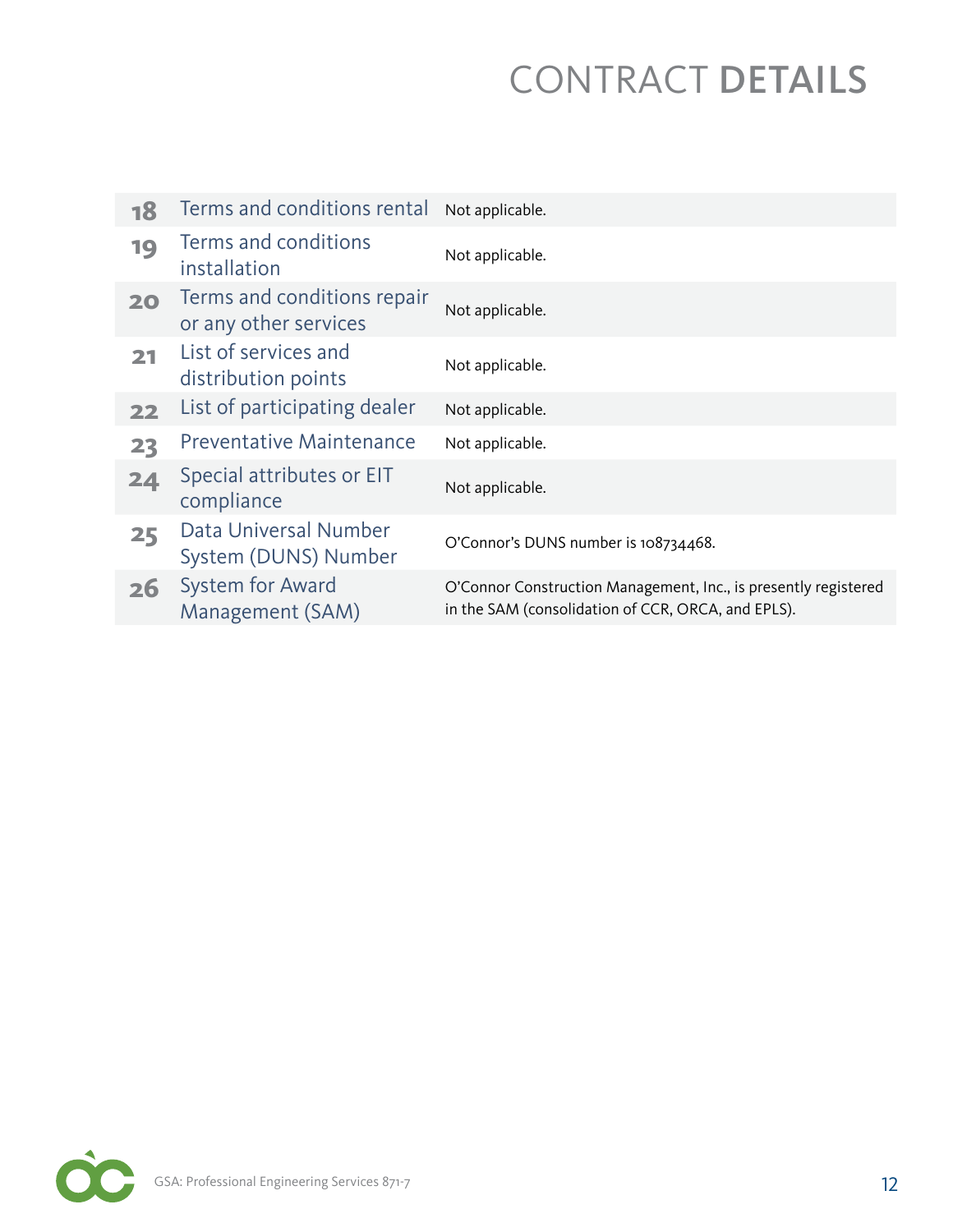# CONTRACT **DETAILS**

| | | |
|---|---|---|
| 18 | Terms and conditions rental | Not applicable. |
| 19 | Terms and conditions installation | Not applicable. |
| 20 | Terms and conditions repair or any other services | Not applicable. |
| 21 | List of services and distribution points | Not applicable. |
| 22 | List of participating dealer | Not applicable. |
| 23 | Preventative Maintenance | Not applicable. |
| 24 | Special attributes or EIT compliance | Not applicable. |
| 25 | Data Universal Number System (DUNS) Number | O'Connor's DUNS number is 108734468. |
| 26 | System for Award Management (SAM) | O'Connor Construction Management, Inc., is presently registered in the SAM (consolidation of CCR, ORCA, and EPLS). |